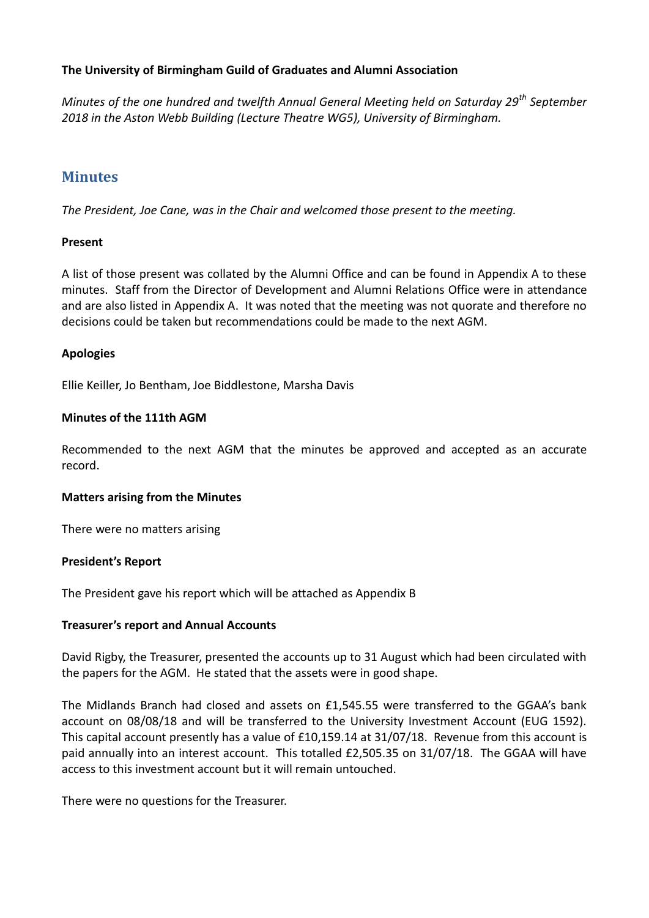**The University of Birmingham Guild of Graduates and Alumni Association**

*Minutes of the one hundred and twelfth Annual General Meeting held on Saturday 29th September 2018 in the Aston Webb Building (Lecture Theatre WG5), University of Birmingham.*

## Minutes

*The President, Joe Cane, was in the Chair and welcomed those present to the meeting.*

**Present**

A list of those present was collated by the Alumni Office and can be found in Appendix A to these minutes. Staff from the Director of Development and Alumni Relations Office were in attendance and are also listed in Appendix A. It was noted that the meeting was not quorate and therefore no decisions could be taken but recommendations could be made to the next AGM.

**Apologies**

Ellie Keiller, Jo Bentham, Joe Biddlestone, Marsha Davis

**Minutes of the 111th AGM**

Recommended to the next AGM that the minutes be approved and accepted as an accurate record.

**Matters arising from the Minutes**

There were no matters arising

**President's Report**

The President gave his report which will be attached as Appendix B

**Treasurer's report and Annual Accounts**

David Rigby, the Treasurer, presented the accounts up to 31 August which had been circulated with the papers for the AGM. He stated that the assets were in good shape.

The Midlands Branch had closed and assets on £1,545.55 were transferred to the GGAA's bank account on 08/08/18 and will be transferred to the University Investment Account (EUG 1592). This capital account presently has a value of £10,159.14 at 31/07/18. Revenue from this account is paid annually into an interest account. This totalled £2,505.35 on 31/07/18. The GGAA will have access to this investment account but it will remain untouched.

There were no questions for the Treasurer.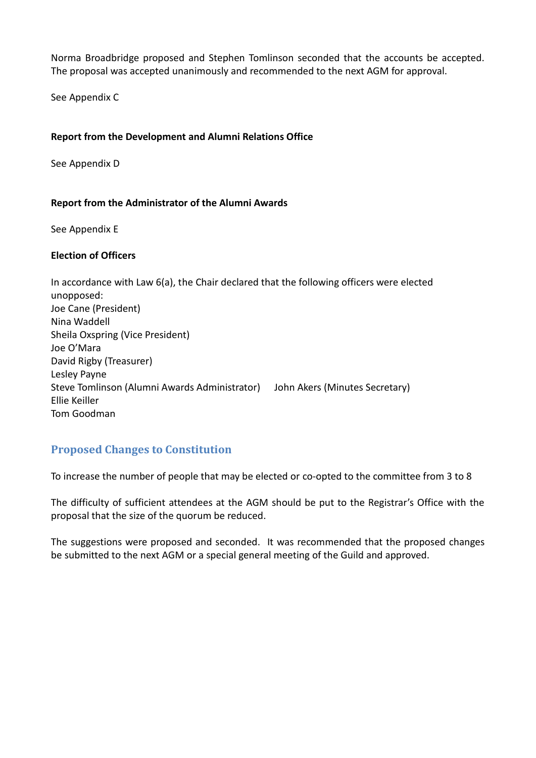Norma Broadbridge proposed and Stephen Tomlinson seconded that the accounts be accepted. The proposal was accepted unanimously and recommended to the next AGM for approval.

See Appendix C

**Report from the Development and Alumni Relations Office**

See Appendix D

**Report from the Administrator of the Alumni Awards**

See Appendix E

**Election of Officers**

In accordance with Law 6(a), the Chair declared that the following officers were elected unopposed:
Joe Cane (President)
Nina Waddell
Sheila Oxspring (Vice President)
Joe O'Mara
David Rigby (Treasurer)
Lesley Payne
Steve Tomlinson (Alumni Awards Administrator)
John Akers (Minutes Secretary)
Ellie Keiller
Tom Goodman

## Proposed Changes to Constitution

To increase the number of people that may be elected or co-opted to the committee from 3 to 8

The difficulty of sufficient attendees at the AGM should be put to the Registrar's Office with the proposal that the size of the quorum be reduced.

The suggestions were proposed and seconded. It was recommended that the proposed changes be submitted to the next AGM or a special general meeting of the Guild and approved.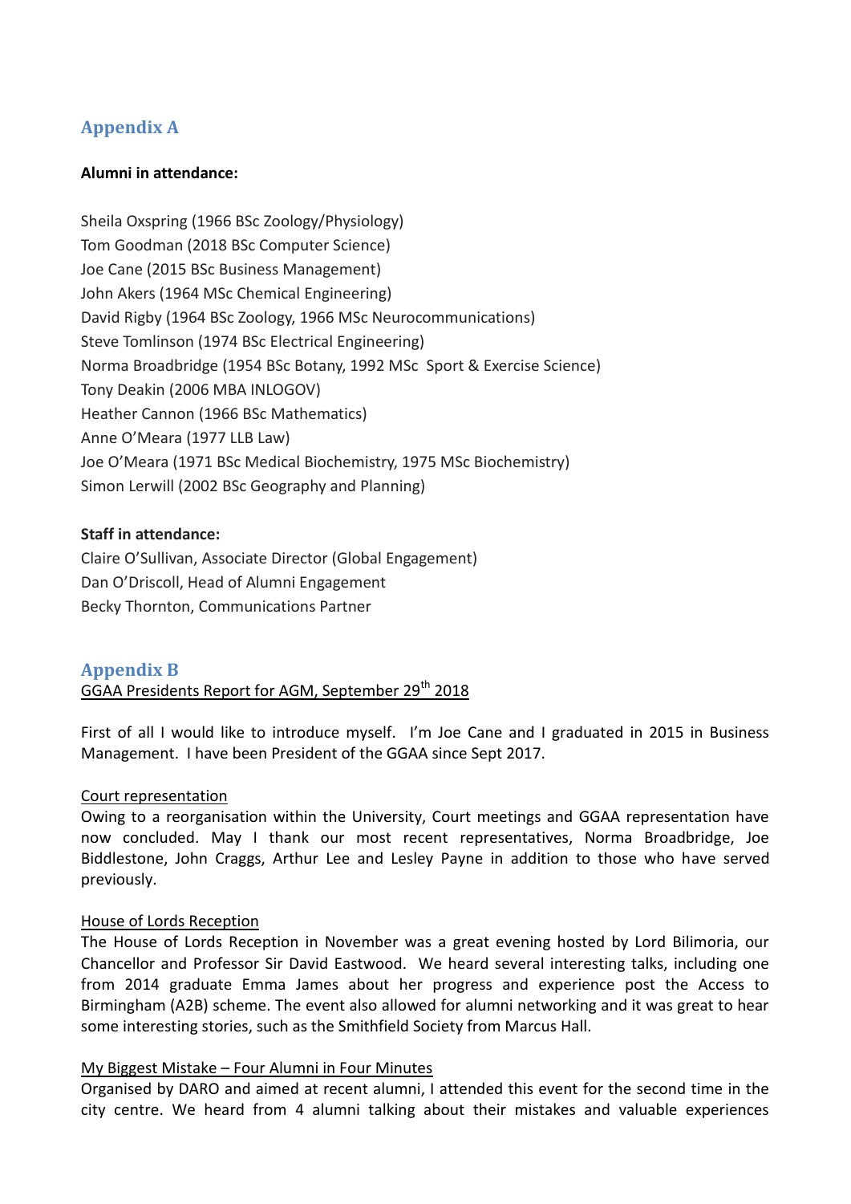## Appendix A

**Alumni in attendance:**

Sheila Oxspring (1966 BSc Zoology/Physiology)
Tom Goodman (2018 BSc Computer Science)
Joe Cane (2015 BSc Business Management)
John Akers (1964 MSc Chemical Engineering)
David Rigby (1964 BSc Zoology, 1966 MSc Neurocommunications)
Steve Tomlinson (1974 BSc Electrical Engineering)
Norma Broadbridge (1954 BSc Botany, 1992 MSc Sport & Exercise Science)
Tony Deakin (2006 MBA INLOGOV)
Heather Cannon (1966 BSc Mathematics)
Anne O'Meara (1977 LLB Law)
Joe O'Meara (1971 BSc Medical Biochemistry, 1975 MSc Biochemistry)
Simon Lerwill (2002 BSc Geography and Planning)

**Staff in attendance:**
Claire O'Sullivan, Associate Director (Global Engagement)
Dan O'Driscoll, Head of Alumni Engagement
Becky Thornton, Communications Partner

## Appendix B

GGAA Presidents Report for AGM, September 29th 2018

First of all I would like to introduce myself. I'm Joe Cane and I graduated in 2015 in Business Management. I have been President of the GGAA since Sept 2017.

Court representation

Owing to a reorganisation within the University, Court meetings and GGAA representation have now concluded. May I thank our most recent representatives, Norma Broadbridge, Joe Biddlestone, John Craggs, Arthur Lee and Lesley Payne in addition to those who have served previously.

House of Lords Reception

The House of Lords Reception in November was a great evening hosted by Lord Bilimoria, our Chancellor and Professor Sir David Eastwood. We heard several interesting talks, including one from 2014 graduate Emma James about her progress and experience post the Access to Birmingham (A2B) scheme. The event also allowed for alumni networking and it was great to hear some interesting stories, such as the Smithfield Society from Marcus Hall.

My Biggest Mistake – Four Alumni in Four Minutes

Organised by DARO and aimed at recent alumni, I attended this event for the second time in the city centre. We heard from 4 alumni talking about their mistakes and valuable experiences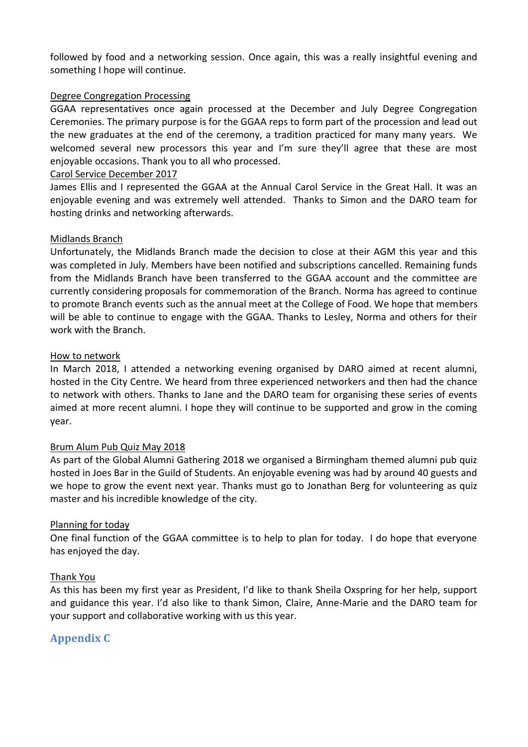followed by food and a networking session. Once again, this was a really insightful evening and something I hope will continue.

<u>Degree Congregation Processing</u>

GGAA representatives once again processed at the December and July Degree Congregation Ceremonies. The primary purpose is for the GGAA reps to form part of the procession and lead out the new graduates at the end of the ceremony, a tradition practiced for many many years. We welcomed several new processors this year and I'm sure they'll agree that these are most enjoyable occasions. Thank you to all who processed.

<u>Carol Service December 2017</u>

James Ellis and I represented the GGAA at the Annual Carol Service in the Great Hall. It was an enjoyable evening and was extremely well attended. Thanks to Simon and the DARO team for hosting drinks and networking afterwards.

<u>Midlands Branch</u>

Unfortunately, the Midlands Branch made the decision to close at their AGM this year and this was completed in July. Members have been notified and subscriptions cancelled. Remaining funds from the Midlands Branch have been transferred to the GGAA account and the committee are currently considering proposals for commemoration of the Branch. Norma has agreed to continue to promote Branch events such as the annual meet at the College of Food. We hope that members will be able to continue to engage with the GGAA. Thanks to Lesley, Norma and others for their work with the Branch.

<u>How to network</u>

In March 2018, I attended a networking evening organised by DARO aimed at recent alumni, hosted in the City Centre. We heard from three experienced networkers and then had the chance to network with others. Thanks to Jane and the DARO team for organising these series of events aimed at more recent alumni. I hope they will continue to be supported and grow in the coming year.

<u>Brum Alum Pub Quiz May 2018</u>

As part of the Global Alumni Gathering 2018 we organised a Birmingham themed alumni pub quiz hosted in Joes Bar in the Guild of Students. An enjoyable evening was had by around 40 guests and we hope to grow the event next year. Thanks must go to Jonathan Berg for volunteering as quiz master and his incredible knowledge of the city.

<u>Planning for today</u>

One final function of the GGAA committee is to help to plan for today. I do hope that everyone has enjoyed the day.

<u>Thank You</u>

As this has been my first year as President, I'd like to thank Sheila Oxspring for her help, support and guidance this year. I'd also like to thank Simon, Claire, Anne-Marie and the DARO team for your support and collaborative working with us this year.

## Appendix C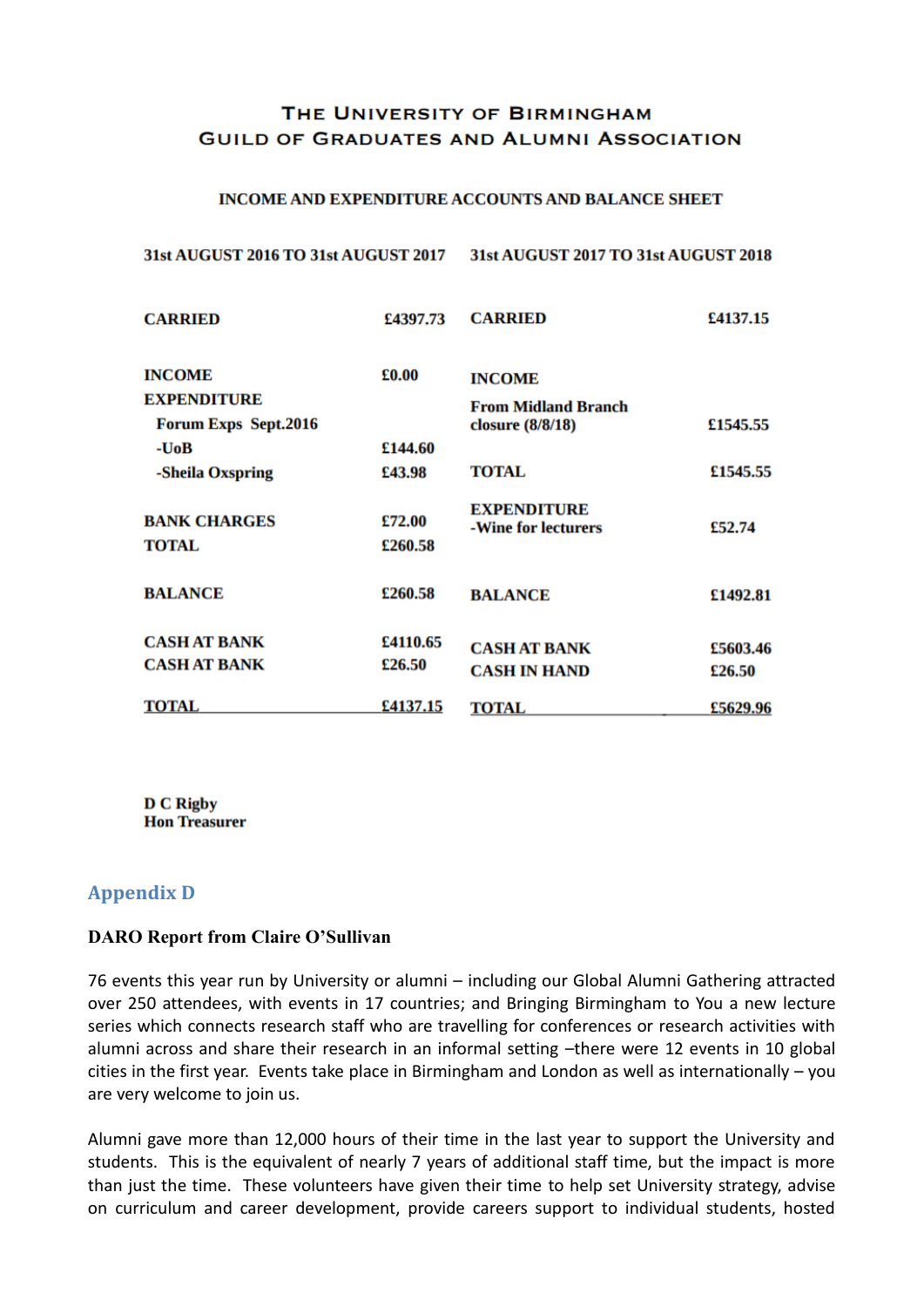# The University of Birmingham
## Guild of Graduates and Alumni Association

**INCOME AND EXPENDITURE ACCOUNTS AND BALANCE SHEET**

| **31st AUGUST 2016 TO 31st AUGUST 2017** | | **31st AUGUST 2017 TO 31st AUGUST 2018** | |
|---|---|---|---|
| **CARRIED** | **£4397.73** | **CARRIED** | **£4137.15** |
| **INCOME** | **£0.00** | **INCOME** | |
| **EXPENDITURE** | | **From Midland Branch closure (8/8/18)** | **£1545.55** |
| **Forum Exps Sept.2016** | | | |
| **-UoB** | **£144.60** | | |
| **-Sheila Oxspring** | **£43.98** | **TOTAL** | **£1545.55** |
| | | **EXPENDITURE** | |
| **BANK CHARGES** | **£72.00** | **-Wine for lecturers** | **£52.74** |
| **TOTAL** | **£260.58** | | |
| **BALANCE** | **£260.58** | **BALANCE** | **£1492.81** |
| **CASH AT BANK** | **£4110.65** | **CASH AT BANK** | **£5603.46** |
| **CASH AT BANK** | **£26.50** | **CASH IN HAND** | **£26.50** |
| **TOTAL** | **£4137.15** | **TOTAL** | **£5629.96** |

**D C Rigby**
**Hon Treasurer**

## Appendix D

**DARO Report from Claire O'Sullivan**

76 events this year run by University or alumni – including our Global Alumni Gathering attracted over 250 attendees, with events in 17 countries; and Bringing Birmingham to You a new lecture series which connects research staff who are travelling for conferences or research activities with alumni across and share their research in an informal setting –there were 12 events in 10 global cities in the first year. Events take place in Birmingham and London as well as internationally – you are very welcome to join us.

Alumni gave more than 12,000 hours of their time in the last year to support the University and students. This is the equivalent of nearly 7 years of additional staff time, but the impact is more than just the time. These volunteers have given their time to help set University strategy, advise on curriculum and career development, provide careers support to individual students, hosted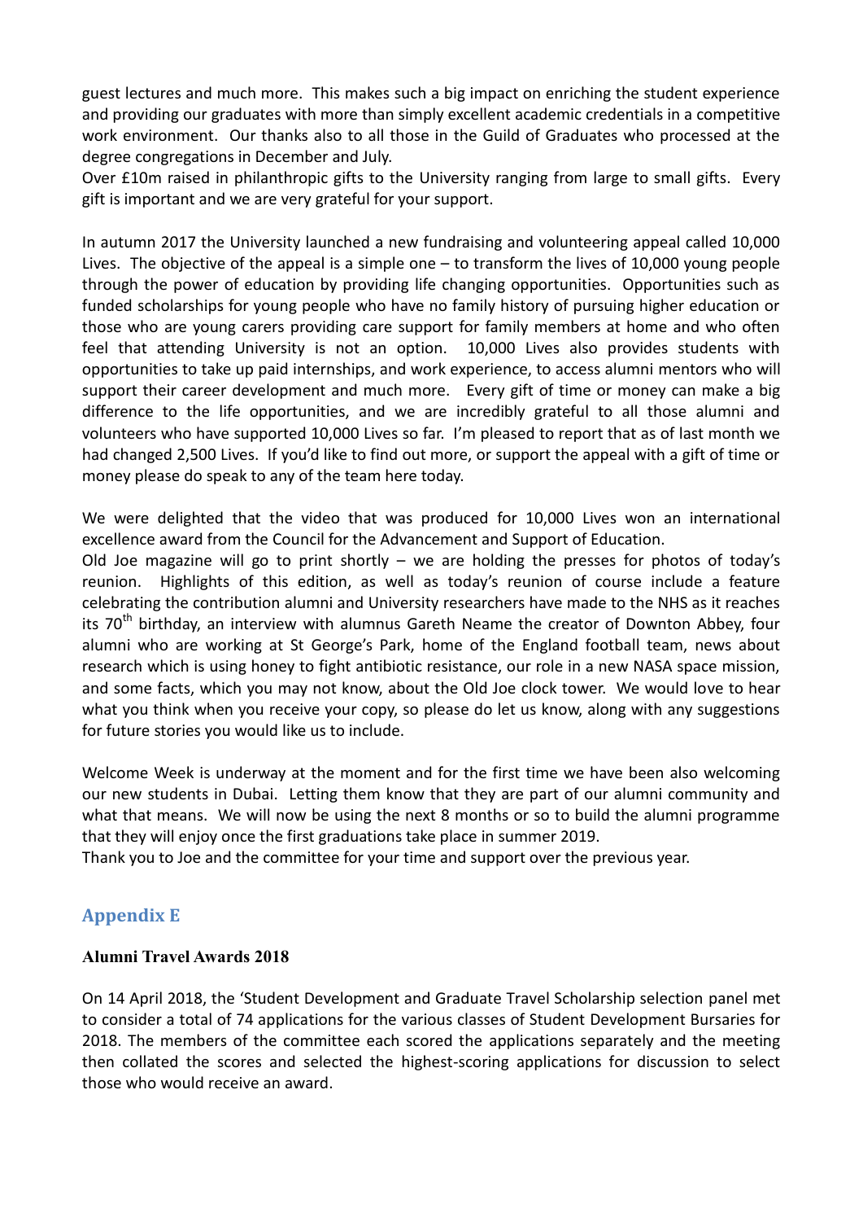guest lectures and much more. This makes such a big impact on enriching the student experience and providing our graduates with more than simply excellent academic credentials in a competitive work environment. Our thanks also to all those in the Guild of Graduates who processed at the degree congregations in December and July.
Over £10m raised in philanthropic gifts to the University ranging from large to small gifts. Every gift is important and we are very grateful for your support.

In autumn 2017 the University launched a new fundraising and volunteering appeal called 10,000 Lives. The objective of the appeal is a simple one – to transform the lives of 10,000 young people through the power of education by providing life changing opportunities. Opportunities such as funded scholarships for young people who have no family history of pursuing higher education or those who are young carers providing care support for family members at home and who often feel that attending University is not an option. 10,000 Lives also provides students with opportunities to take up paid internships, and work experience, to access alumni mentors who will support their career development and much more. Every gift of time or money can make a big difference to the life opportunities, and we are incredibly grateful to all those alumni and volunteers who have supported 10,000 Lives so far. I'm pleased to report that as of last month we had changed 2,500 Lives. If you'd like to find out more, or support the appeal with a gift of time or money please do speak to any of the team here today.

We were delighted that the video that was produced for 10,000 Lives won an international excellence award from the Council for the Advancement and Support of Education.
Old Joe magazine will go to print shortly – we are holding the presses for photos of today's reunion. Highlights of this edition, as well as today's reunion of course include a feature celebrating the contribution alumni and University researchers have made to the NHS as it reaches its 70th birthday, an interview with alumnus Gareth Neame the creator of Downton Abbey, four alumni who are working at St George's Park, home of the England football team, news about research which is using honey to fight antibiotic resistance, our role in a new NASA space mission, and some facts, which you may not know, about the Old Joe clock tower. We would love to hear what you think when you receive your copy, so please do let us know, along with any suggestions for future stories you would like us to include.

Welcome Week is underway at the moment and for the first time we have been also welcoming our new students in Dubai. Letting them know that they are part of our alumni community and what that means. We will now be using the next 8 months or so to build the alumni programme that they will enjoy once the first graduations take place in summer 2019.
Thank you to Joe and the committee for your time and support over the previous year.

## Appendix E

### Alumni Travel Awards 2018

On 14 April 2018, the 'Student Development and Graduate Travel Scholarship selection panel met to consider a total of 74 applications for the various classes of Student Development Bursaries for 2018. The members of the committee each scored the applications separately and the meeting then collated the scores and selected the highest-scoring applications for discussion to select those who would receive an award.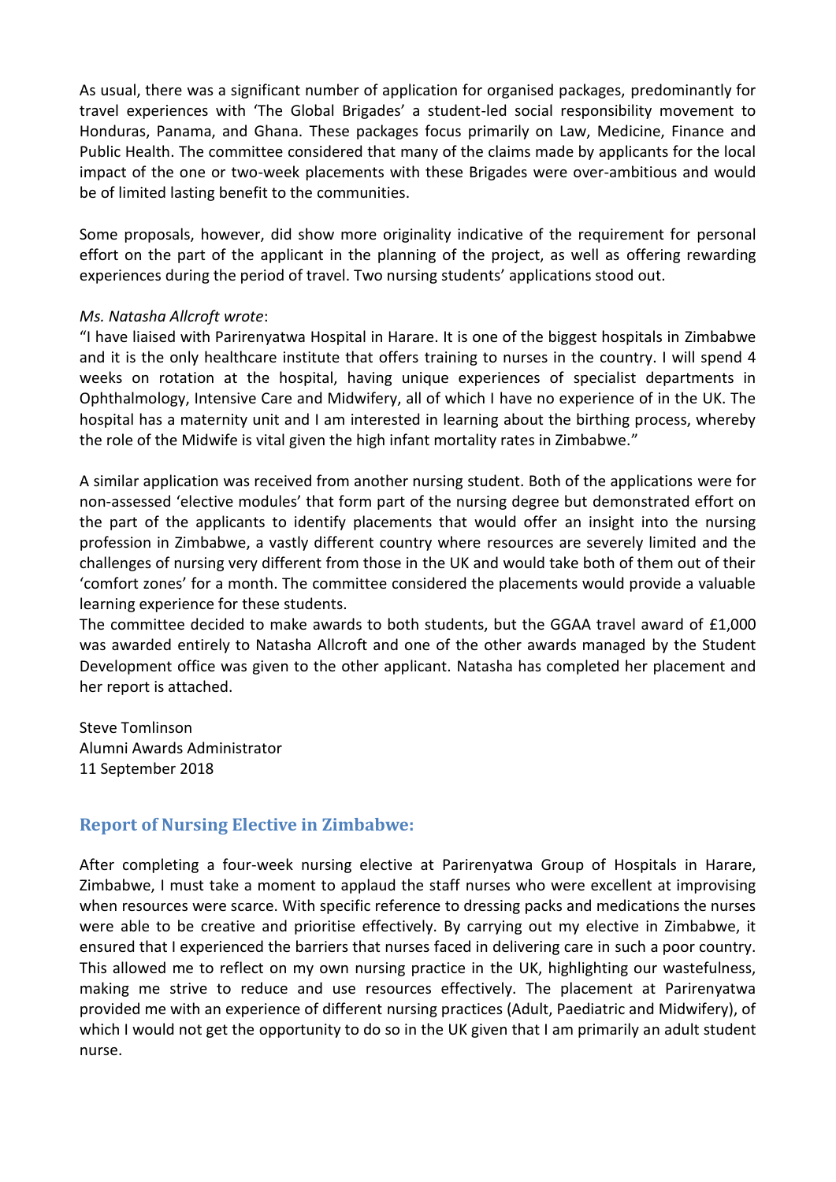As usual, there was a significant number of application for organised packages, predominantly for travel experiences with 'The Global Brigades' a student-led social responsibility movement to Honduras, Panama, and Ghana. These packages focus primarily on Law, Medicine, Finance and Public Health. The committee considered that many of the claims made by applicants for the local impact of the one or two-week placements with these Brigades were over-ambitious and would be of limited lasting benefit to the communities.

Some proposals, however, did show more originality indicative of the requirement for personal effort on the part of the applicant in the planning of the project, as well as offering rewarding experiences during the period of travel. Two nursing students' applications stood out.

*Ms. Natasha Allcroft wrote*:

"I have liaised with Parirenyatwa Hospital in Harare. It is one of the biggest hospitals in Zimbabwe and it is the only healthcare institute that offers training to nurses in the country. I will spend 4 weeks on rotation at the hospital, having unique experiences of specialist departments in Ophthalmology, Intensive Care and Midwifery, all of which I have no experience of in the UK. The hospital has a maternity unit and I am interested in learning about the birthing process, whereby the role of the Midwife is vital given the high infant mortality rates in Zimbabwe."

A similar application was received from another nursing student. Both of the applications were for non-assessed 'elective modules' that form part of the nursing degree but demonstrated effort on the part of the applicants to identify placements that would offer an insight into the nursing profession in Zimbabwe, a vastly different country where resources are severely limited and the challenges of nursing very different from those in the UK and would take both of them out of their 'comfort zones' for a month. The committee considered the placements would provide a valuable learning experience for these students.

The committee decided to make awards to both students, but the GGAA travel award of £1,000 was awarded entirely to Natasha Allcroft and one of the other awards managed by the Student Development office was given to the other applicant. Natasha has completed her placement and her report is attached.

Steve Tomlinson
Alumni Awards Administrator
11 September 2018

## Report of Nursing Elective in Zimbabwe:

After completing a four-week nursing elective at Parirenyatwa Group of Hospitals in Harare, Zimbabwe, I must take a moment to applaud the staff nurses who were excellent at improvising when resources were scarce. With specific reference to dressing packs and medications the nurses were able to be creative and prioritise effectively. By carrying out my elective in Zimbabwe, it ensured that I experienced the barriers that nurses faced in delivering care in such a poor country. This allowed me to reflect on my own nursing practice in the UK, highlighting our wastefulness, making me strive to reduce and use resources effectively. The placement at Parirenyatwa provided me with an experience of different nursing practices (Adult, Paediatric and Midwifery), of which I would not get the opportunity to do so in the UK given that I am primarily an adult student nurse.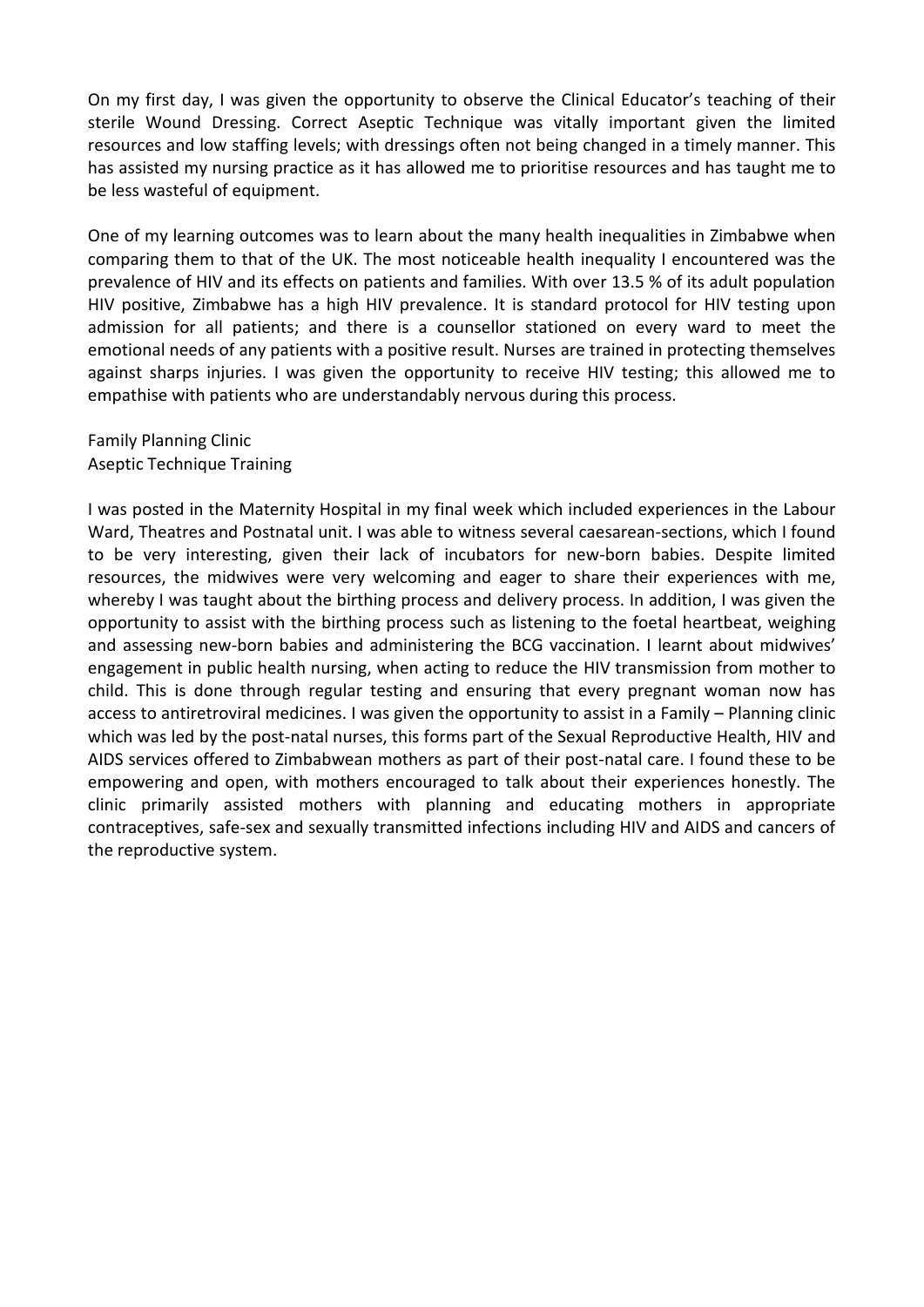On my first day, I was given the opportunity to observe the Clinical Educator's teaching of their sterile Wound Dressing. Correct Aseptic Technique was vitally important given the limited resources and low staffing levels; with dressings often not being changed in a timely manner. This has assisted my nursing practice as it has allowed me to prioritise resources and has taught me to be less wasteful of equipment.

One of my learning outcomes was to learn about the many health inequalities in Zimbabwe when comparing them to that of the UK. The most noticeable health inequality I encountered was the prevalence of HIV and its effects on patients and families. With over 13.5 % of its adult population HIV positive, Zimbabwe has a high HIV prevalence. It is standard protocol for HIV testing upon admission for all patients; and there is a counsellor stationed on every ward to meet the emotional needs of any patients with a positive result. Nurses are trained in protecting themselves against sharps injuries. I was given the opportunity to receive HIV testing; this allowed me to empathise with patients who are understandably nervous during this process.

Family Planning Clinic
Aseptic Technique Training

I was posted in the Maternity Hospital in my final week which included experiences in the Labour Ward, Theatres and Postnatal unit. I was able to witness several caesarean-sections, which I found to be very interesting, given their lack of incubators for new-born babies. Despite limited resources, the midwives were very welcoming and eager to share their experiences with me, whereby I was taught about the birthing process and delivery process. In addition, I was given the opportunity to assist with the birthing process such as listening to the foetal heartbeat, weighing and assessing new-born babies and administering the BCG vaccination. I learnt about midwives' engagement in public health nursing, when acting to reduce the HIV transmission from mother to child. This is done through regular testing and ensuring that every pregnant woman now has access to antiretroviral medicines. I was given the opportunity to assist in a Family – Planning clinic which was led by the post-natal nurses, this forms part of the Sexual Reproductive Health, HIV and AIDS services offered to Zimbabwean mothers as part of their post-natal care. I found these to be empowering and open, with mothers encouraged to talk about their experiences honestly. The clinic primarily assisted mothers with planning and educating mothers in appropriate contraceptives, safe-sex and sexually transmitted infections including HIV and AIDS and cancers of the reproductive system.